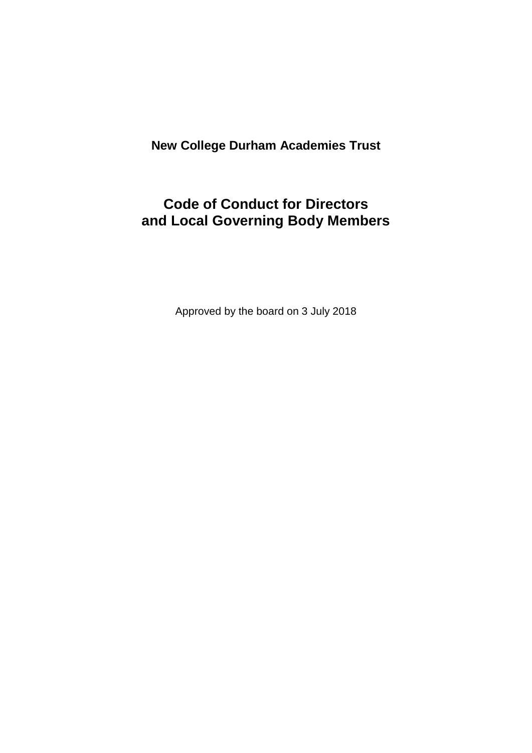**New College Durham Academies Trust**

# Code of Conduct for Directors and Local Governing Body Members

Approved by the board on 3 July 2018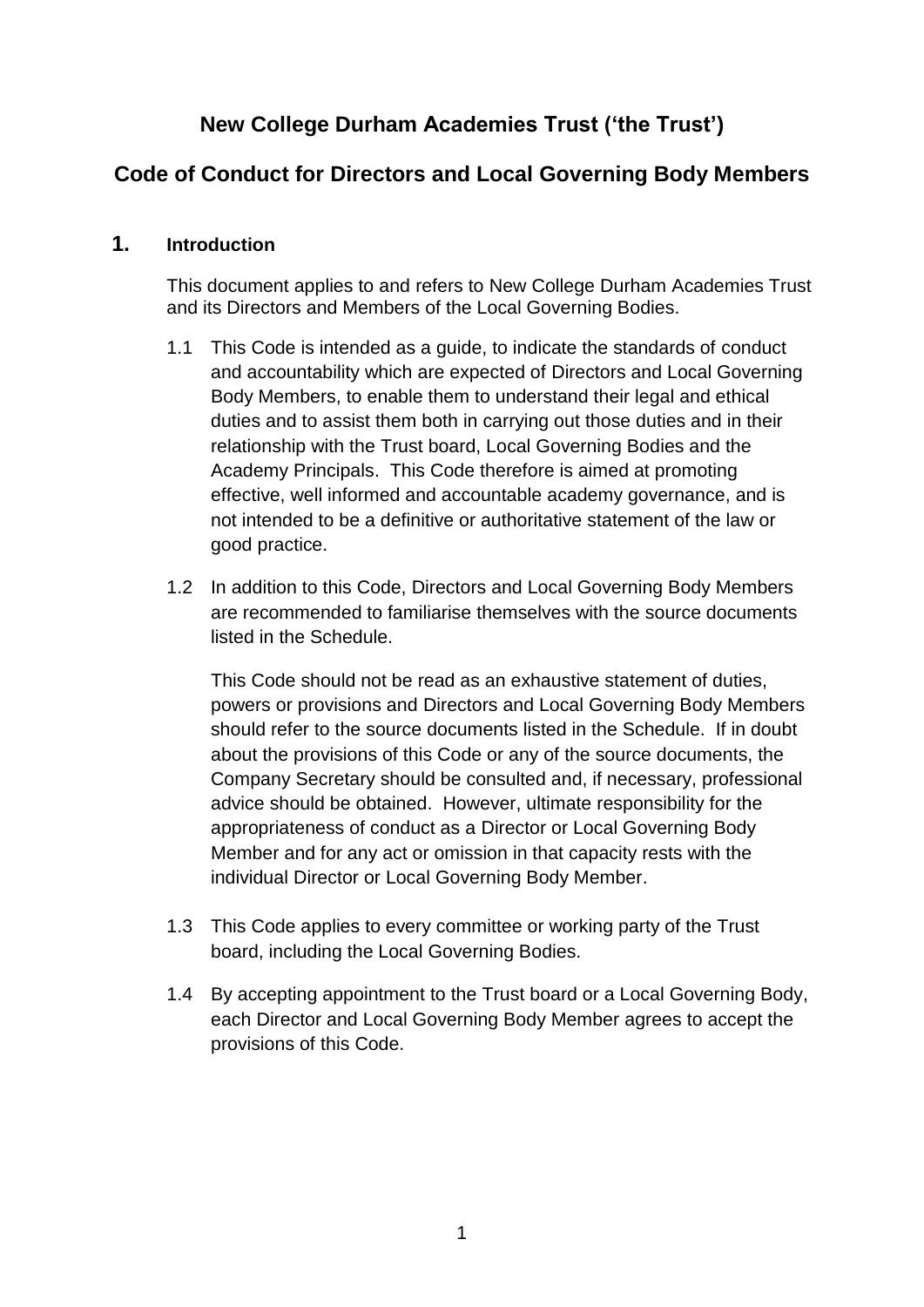# New College Durham Academies Trust ('the Trust')

## Code of Conduct for Directors and Local Governing Body Members

### 1. Introduction

This document applies to and refers to New College Durham Academies Trust and its Directors and Members of the Local Governing Bodies.

1.1 This Code is intended as a guide, to indicate the standards of conduct and accountability which are expected of Directors and Local Governing Body Members, to enable them to understand their legal and ethical duties and to assist them both in carrying out those duties and in their relationship with the Trust board, Local Governing Bodies and the Academy Principals. This Code therefore is aimed at promoting effective, well informed and accountable academy governance, and is not intended to be a definitive or authoritative statement of the law or good practice.

1.2 In addition to this Code, Directors and Local Governing Body Members are recommended to familiarise themselves with the source documents listed in the Schedule.

This Code should not be read as an exhaustive statement of duties, powers or provisions and Directors and Local Governing Body Members should refer to the source documents listed in the Schedule. If in doubt about the provisions of this Code or any of the source documents, the Company Secretary should be consulted and, if necessary, professional advice should be obtained. However, ultimate responsibility for the appropriateness of conduct as a Director or Local Governing Body Member and for any act or omission in that capacity rests with the individual Director or Local Governing Body Member.

1.3 This Code applies to every committee or working party of the Trust board, including the Local Governing Bodies.

1.4 By accepting appointment to the Trust board or a Local Governing Body, each Director and Local Governing Body Member agrees to accept the provisions of this Code.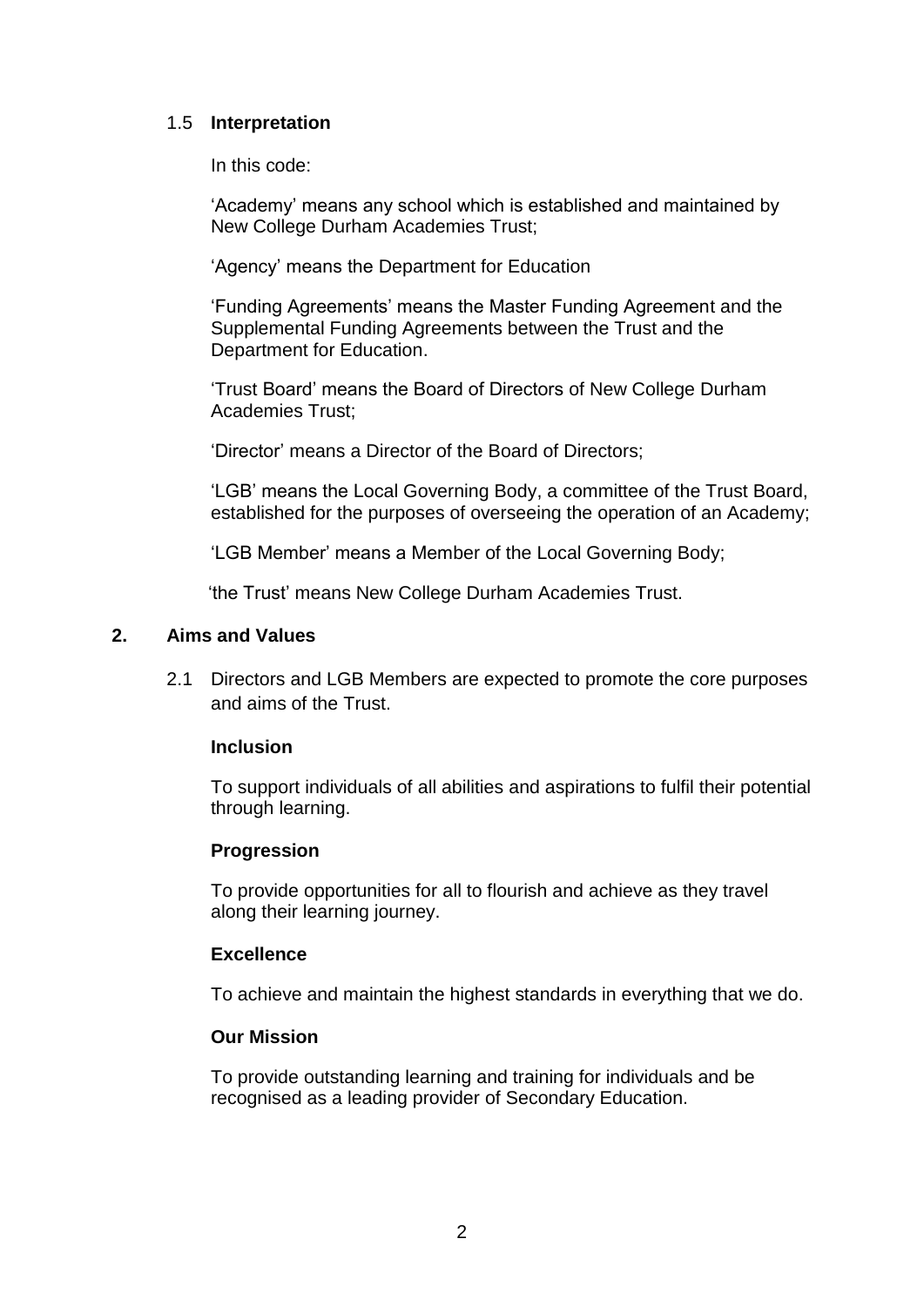### 1.5 **Interpretation**

In this code:

'Academy' means any school which is established and maintained by New College Durham Academies Trust;

'Agency' means the Department for Education

'Funding Agreements' means the Master Funding Agreement and the Supplemental Funding Agreements between the Trust and the Department for Education.

'Trust Board' means the Board of Directors of New College Durham Academies Trust;

'Director' means a Director of the Board of Directors;

'LGB' means the Local Governing Body, a committee of the Trust Board, established for the purposes of overseeing the operation of an Academy;

'LGB Member' means a Member of the Local Governing Body;

'the Trust' means New College Durham Academies Trust.

## 2. Aims and Values

2.1 Directors and LGB Members are expected to promote the core purposes and aims of the Trust.

**Inclusion**

To support individuals of all abilities and aspirations to fulfil their potential through learning.

**Progression**

To provide opportunities for all to flourish and achieve as they travel along their learning journey.

**Excellence**

To achieve and maintain the highest standards in everything that we do.

**Our Mission**

To provide outstanding learning and training for individuals and be recognised as a leading provider of Secondary Education.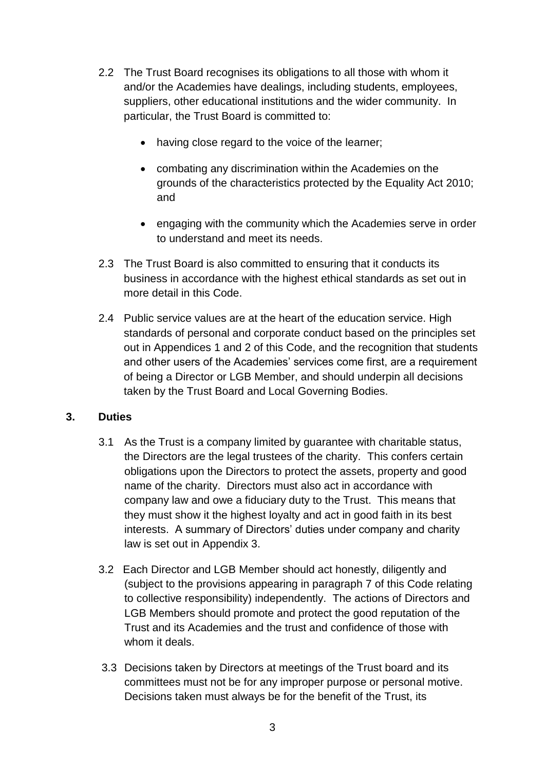2.2 The Trust Board recognises its obligations to all those with whom it and/or the Academies have dealings, including students, employees, suppliers, other educational institutions and the wider community. In particular, the Trust Board is committed to:

- having close regard to the voice of the learner;
- combating any discrimination within the Academies on the grounds of the characteristics protected by the Equality Act 2010; and
- engaging with the community which the Academies serve in order to understand and meet its needs.

2.3 The Trust Board is also committed to ensuring that it conducts its business in accordance with the highest ethical standards as set out in more detail in this Code.

2.4 Public service values are at the heart of the education service. High standards of personal and corporate conduct based on the principles set out in Appendices 1 and 2 of this Code, and the recognition that students and other users of the Academies' services come first, are a requirement of being a Director or LGB Member, and should underpin all decisions taken by the Trust Board and Local Governing Bodies.

## 3. Duties

3.1 As the Trust is a company limited by guarantee with charitable status, the Directors are the legal trustees of the charity. This confers certain obligations upon the Directors to protect the assets, property and good name of the charity. Directors must also act in accordance with company law and owe a fiduciary duty to the Trust. This means that they must show it the highest loyalty and act in good faith in its best interests. A summary of Directors' duties under company and charity law is set out in Appendix 3.

3.2 Each Director and LGB Member should act honestly, diligently and (subject to the provisions appearing in paragraph 7 of this Code relating to collective responsibility) independently. The actions of Directors and LGB Members should promote and protect the good reputation of the Trust and its Academies and the trust and confidence of those with whom it deals.

3.3 Decisions taken by Directors at meetings of the Trust board and its committees must not be for any improper purpose or personal motive. Decisions taken must always be for the benefit of the Trust, its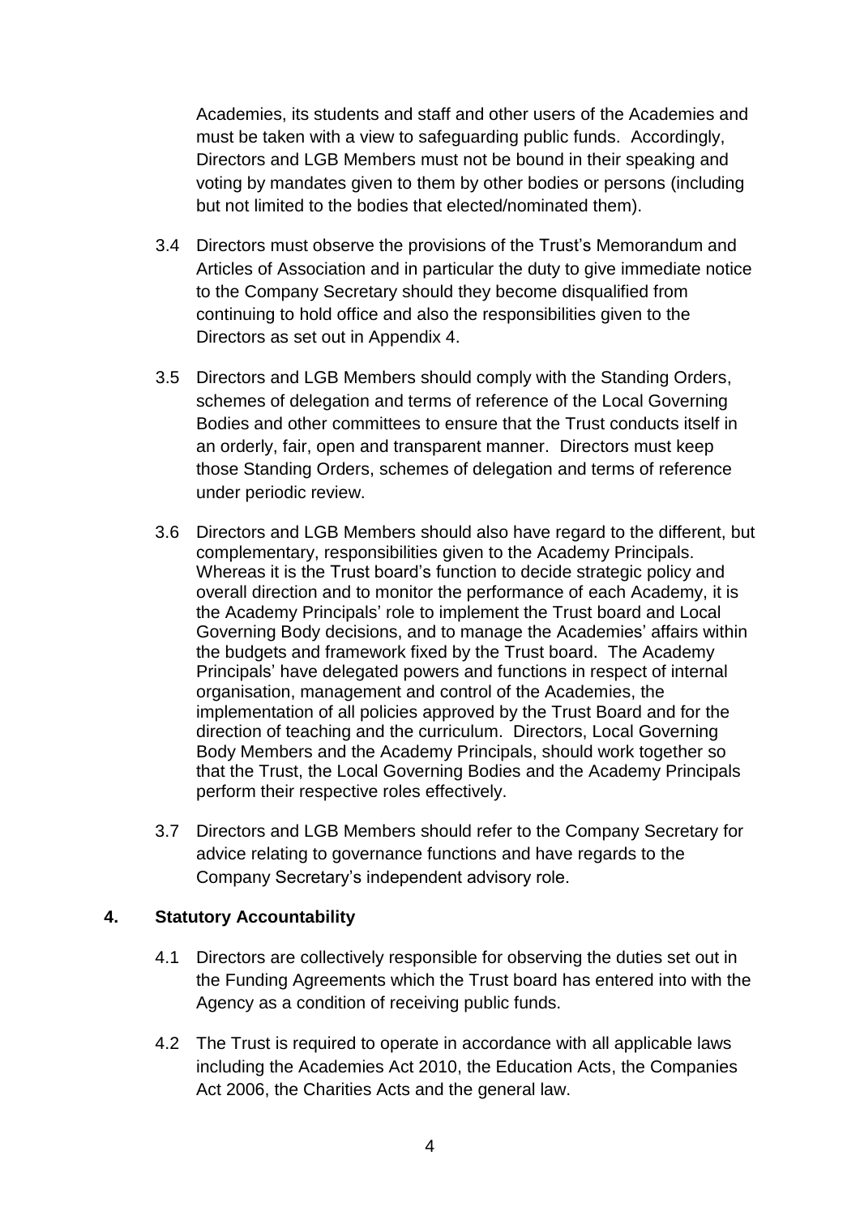Academies, its students and staff and other users of the Academies and must be taken with a view to safeguarding public funds. Accordingly, Directors and LGB Members must not be bound in their speaking and voting by mandates given to them by other bodies or persons (including but not limited to the bodies that elected/nominated them).

3.4 Directors must observe the provisions of the Trust's Memorandum and Articles of Association and in particular the duty to give immediate notice to the Company Secretary should they become disqualified from continuing to hold office and also the responsibilities given to the Directors as set out in Appendix 4.

3.5 Directors and LGB Members should comply with the Standing Orders, schemes of delegation and terms of reference of the Local Governing Bodies and other committees to ensure that the Trust conducts itself in an orderly, fair, open and transparent manner. Directors must keep those Standing Orders, schemes of delegation and terms of reference under periodic review.

3.6 Directors and LGB Members should also have regard to the different, but complementary, responsibilities given to the Academy Principals. Whereas it is the Trust board's function to decide strategic policy and overall direction and to monitor the performance of each Academy, it is the Academy Principals' role to implement the Trust board and Local Governing Body decisions, and to manage the Academies' affairs within the budgets and framework fixed by the Trust board. The Academy Principals' have delegated powers and functions in respect of internal organisation, management and control of the Academies, the implementation of all policies approved by the Trust Board and for the direction of teaching and the curriculum. Directors, Local Governing Body Members and the Academy Principals, should work together so that the Trust, the Local Governing Bodies and the Academy Principals perform their respective roles effectively.

3.7 Directors and LGB Members should refer to the Company Secretary for advice relating to governance functions and have regards to the Company Secretary's independent advisory role.

## 4. Statutory Accountability

4.1 Directors are collectively responsible for observing the duties set out in the Funding Agreements which the Trust board has entered into with the Agency as a condition of receiving public funds.

4.2 The Trust is required to operate in accordance with all applicable laws including the Academies Act 2010, the Education Acts, the Companies Act 2006, the Charities Acts and the general law.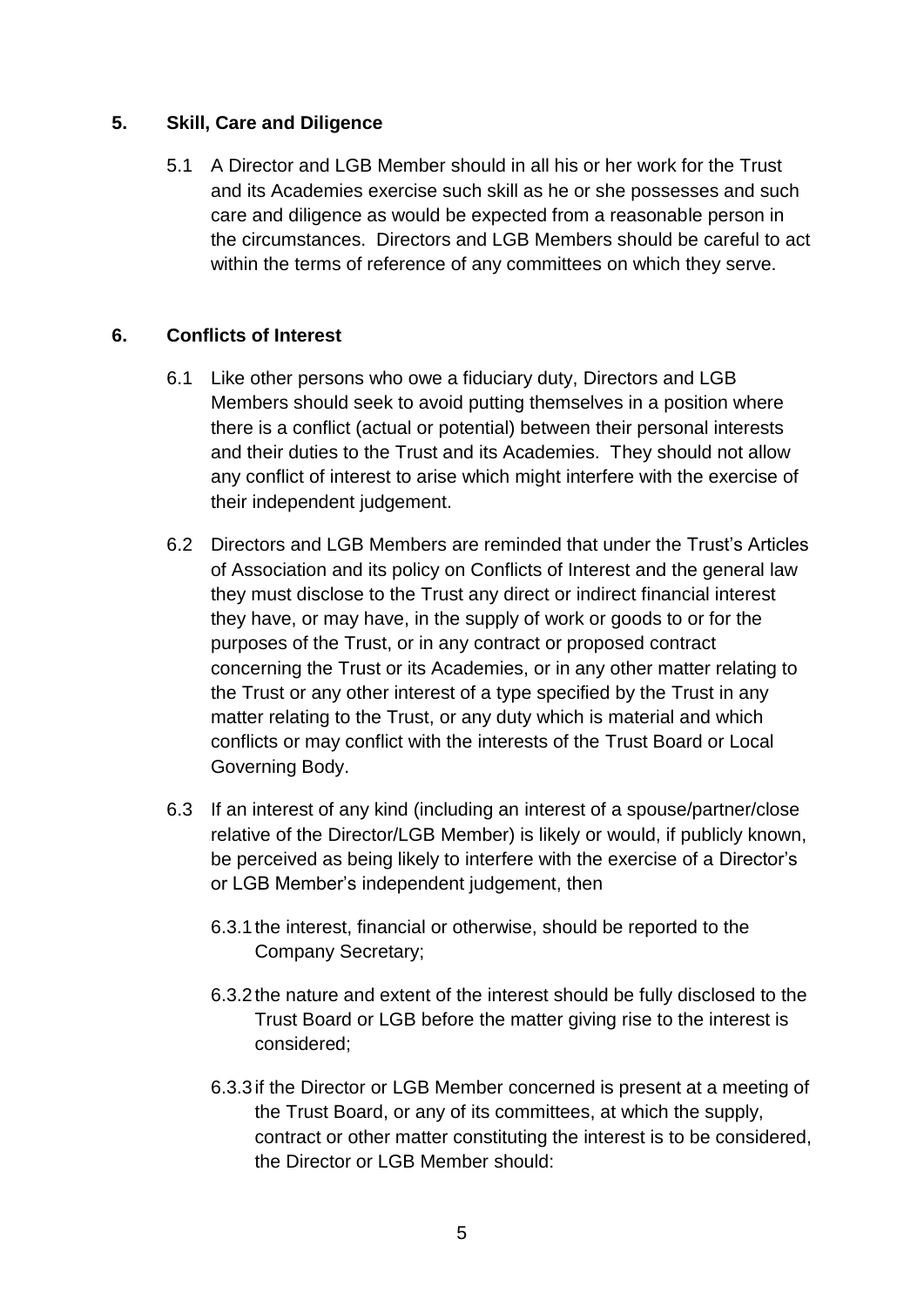## 5. Skill, Care and Diligence

5.1 A Director and LGB Member should in all his or her work for the Trust and its Academies exercise such skill as he or she possesses and such care and diligence as would be expected from a reasonable person in the circumstances. Directors and LGB Members should be careful to act within the terms of reference of any committees on which they serve.

## 6. Conflicts of Interest

6.1 Like other persons who owe a fiduciary duty, Directors and LGB Members should seek to avoid putting themselves in a position where there is a conflict (actual or potential) between their personal interests and their duties to the Trust and its Academies. They should not allow any conflict of interest to arise which might interfere with the exercise of their independent judgement.

6.2 Directors and LGB Members are reminded that under the Trust's Articles of Association and its policy on Conflicts of Interest and the general law they must disclose to the Trust any direct or indirect financial interest they have, or may have, in the supply of work or goods to or for the purposes of the Trust, or in any contract or proposed contract concerning the Trust or its Academies, or in any other matter relating to the Trust or any other interest of a type specified by the Trust in any matter relating to the Trust, or any duty which is material and which conflicts or may conflict with the interests of the Trust Board or Local Governing Body.

6.3 If an interest of any kind (including an interest of a spouse/partner/close relative of the Director/LGB Member) is likely or would, if publicly known, be perceived as being likely to interfere with the exercise of a Director's or LGB Member's independent judgement, then

6.3.1 the interest, financial or otherwise, should be reported to the Company Secretary;

6.3.2 the nature and extent of the interest should be fully disclosed to the Trust Board or LGB before the matter giving rise to the interest is considered;

6.3.3 if the Director or LGB Member concerned is present at a meeting of the Trust Board, or any of its committees, at which the supply, contract or other matter constituting the interest is to be considered, the Director or LGB Member should: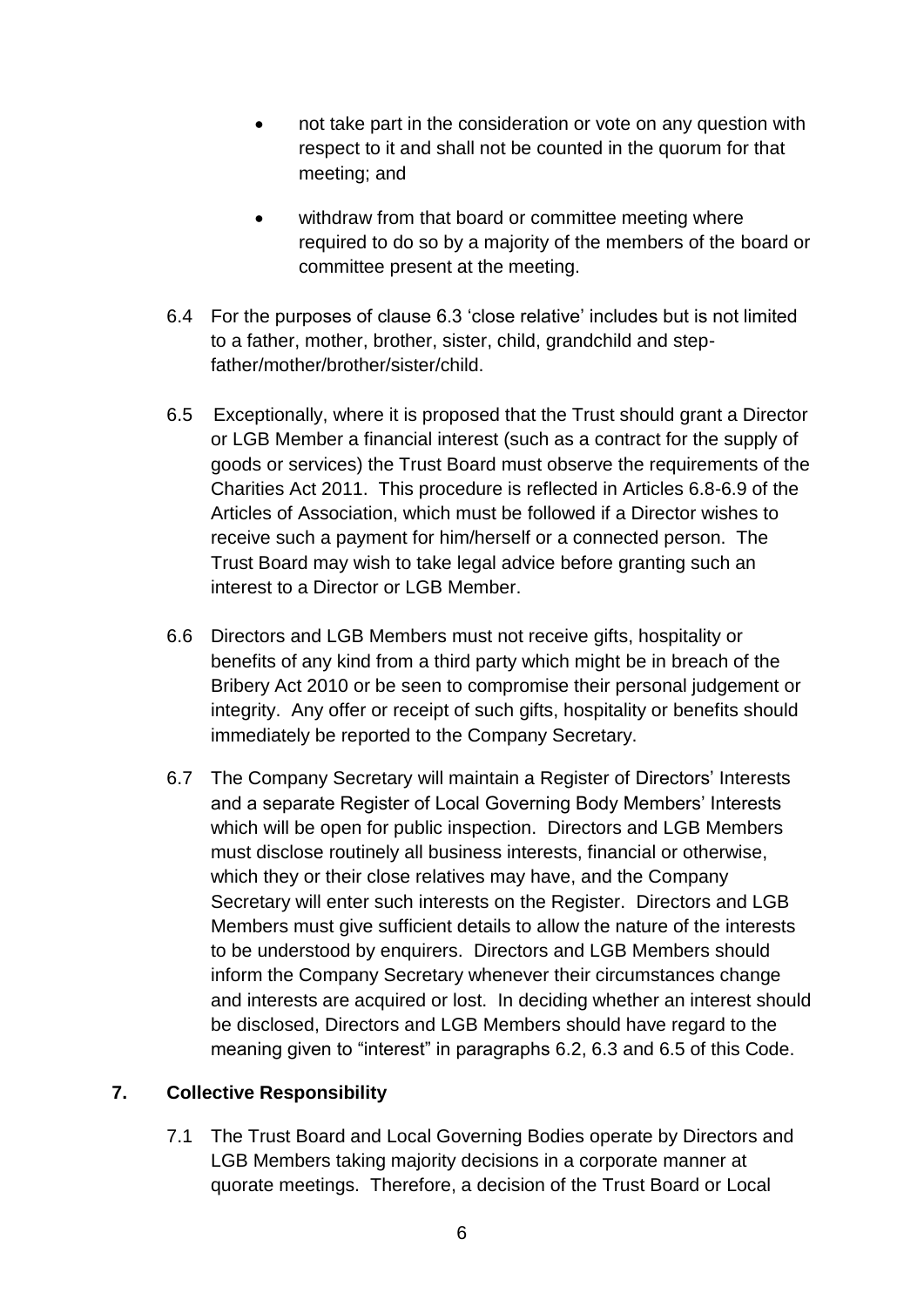- not take part in the consideration or vote on any question with respect to it and shall not be counted in the quorum for that meeting; and
- withdraw from that board or committee meeting where required to do so by a majority of the members of the board or committee present at the meeting.

6.4 For the purposes of clause 6.3 'close relative' includes but is not limited to a father, mother, brother, sister, child, grandchild and step-father/mother/brother/sister/child.

6.5 Exceptionally, where it is proposed that the Trust should grant a Director or LGB Member a financial interest (such as a contract for the supply of goods or services) the Trust Board must observe the requirements of the Charities Act 2011. This procedure is reflected in Articles 6.8-6.9 of the Articles of Association, which must be followed if a Director wishes to receive such a payment for him/herself or a connected person. The Trust Board may wish to take legal advice before granting such an interest to a Director or LGB Member.

6.6 Directors and LGB Members must not receive gifts, hospitality or benefits of any kind from a third party which might be in breach of the Bribery Act 2010 or be seen to compromise their personal judgement or integrity. Any offer or receipt of such gifts, hospitality or benefits should immediately be reported to the Company Secretary.

6.7 The Company Secretary will maintain a Register of Directors' Interests and a separate Register of Local Governing Body Members' Interests which will be open for public inspection. Directors and LGB Members must disclose routinely all business interests, financial or otherwise, which they or their close relatives may have, and the Company Secretary will enter such interests on the Register. Directors and LGB Members must give sufficient details to allow the nature of the interests to be understood by enquirers. Directors and LGB Members should inform the Company Secretary whenever their circumstances change and interests are acquired or lost. In deciding whether an interest should be disclosed, Directors and LGB Members should have regard to the meaning given to "interest" in paragraphs 6.2, 6.3 and 6.5 of this Code.

## 7. Collective Responsibility

7.1 The Trust Board and Local Governing Bodies operate by Directors and LGB Members taking majority decisions in a corporate manner at quorate meetings. Therefore, a decision of the Trust Board or Local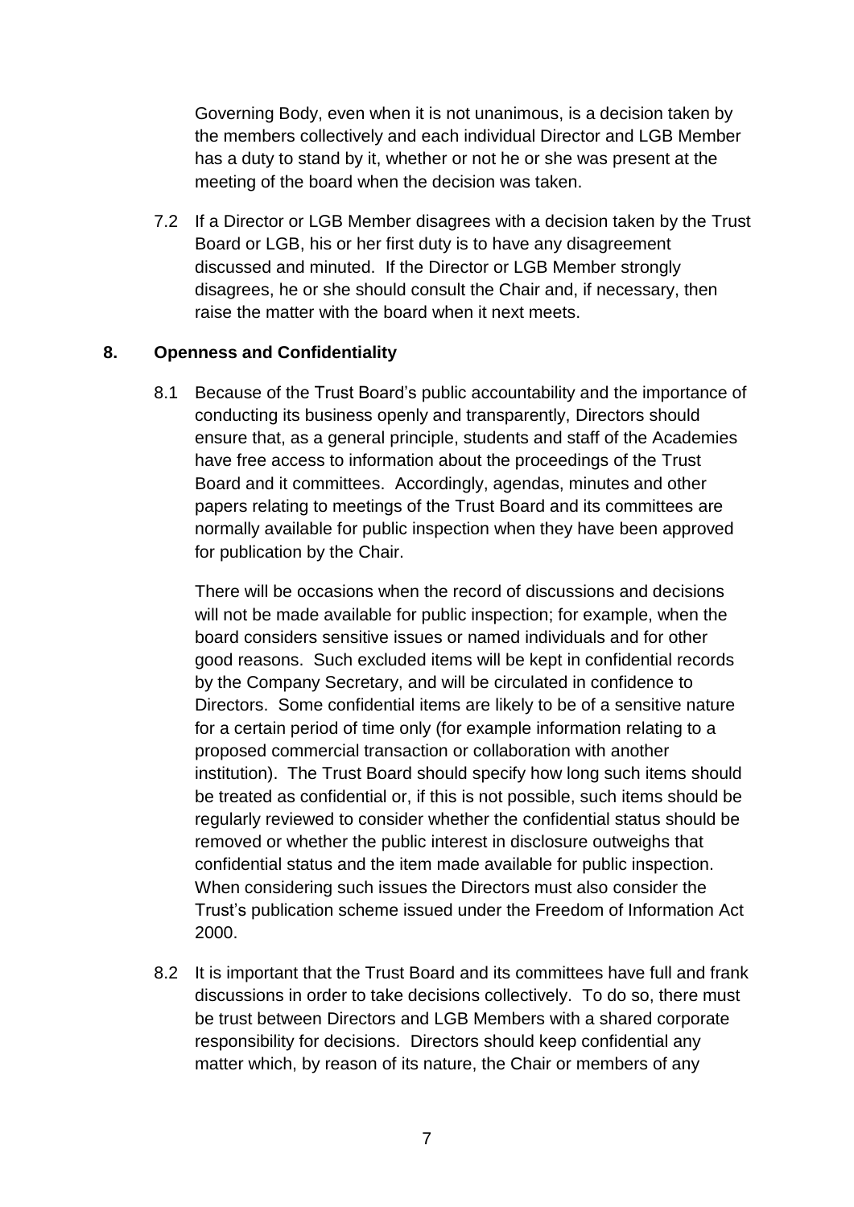Governing Body, even when it is not unanimous, is a decision taken by the members collectively and each individual Director and LGB Member has a duty to stand by it, whether or not he or she was present at the meeting of the board when the decision was taken.

7.2 If a Director or LGB Member disagrees with a decision taken by the Trust Board or LGB, his or her first duty is to have any disagreement discussed and minuted. If the Director or LGB Member strongly disagrees, he or she should consult the Chair and, if necessary, then raise the matter with the board when it next meets.

## 8. Openness and Confidentiality

8.1 Because of the Trust Board's public accountability and the importance of conducting its business openly and transparently, Directors should ensure that, as a general principle, students and staff of the Academies have free access to information about the proceedings of the Trust Board and it committees. Accordingly, agendas, minutes and other papers relating to meetings of the Trust Board and its committees are normally available for public inspection when they have been approved for publication by the Chair.

There will be occasions when the record of discussions and decisions will not be made available for public inspection; for example, when the board considers sensitive issues or named individuals and for other good reasons. Such excluded items will be kept in confidential records by the Company Secretary, and will be circulated in confidence to Directors. Some confidential items are likely to be of a sensitive nature for a certain period of time only (for example information relating to a proposed commercial transaction or collaboration with another institution). The Trust Board should specify how long such items should be treated as confidential or, if this is not possible, such items should be regularly reviewed to consider whether the confidential status should be removed or whether the public interest in disclosure outweighs that confidential status and the item made available for public inspection. When considering such issues the Directors must also consider the Trust's publication scheme issued under the Freedom of Information Act 2000.

8.2 It is important that the Trust Board and its committees have full and frank discussions in order to take decisions collectively. To do so, there must be trust between Directors and LGB Members with a shared corporate responsibility for decisions. Directors should keep confidential any matter which, by reason of its nature, the Chair or members of any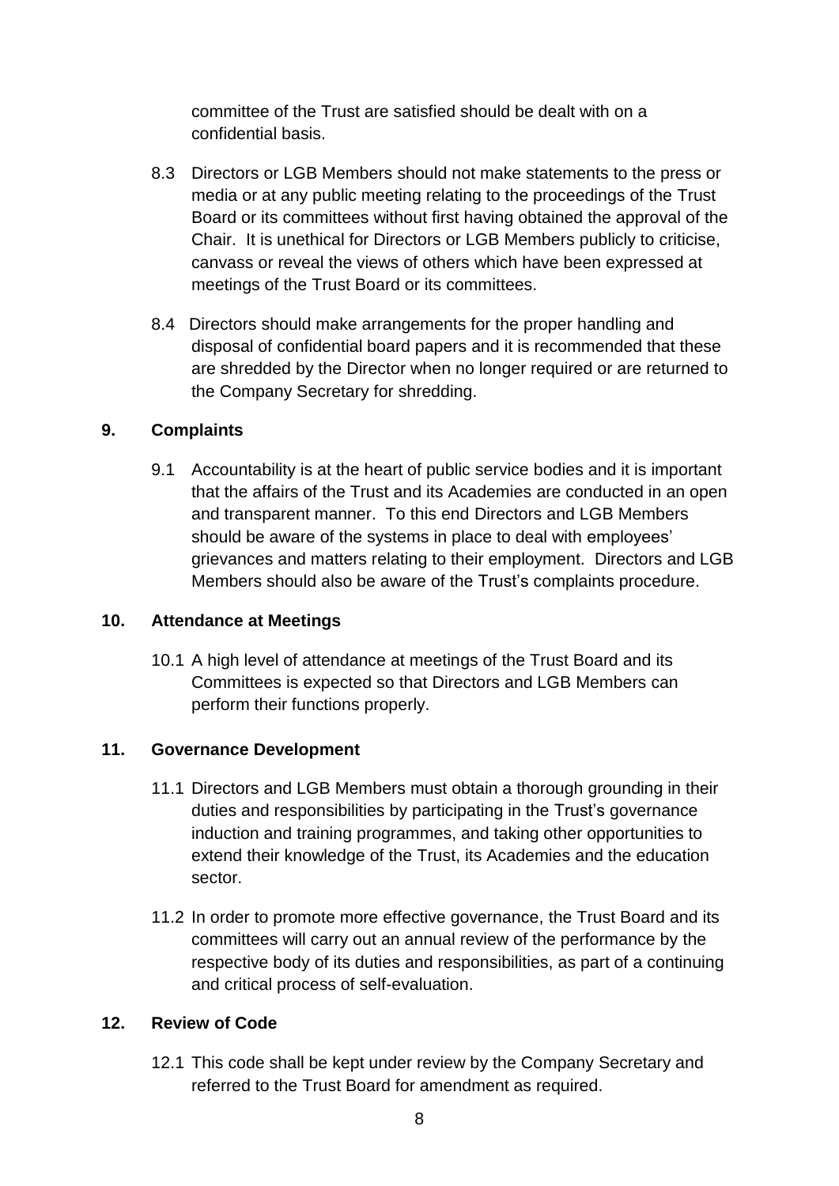committee of the Trust are satisfied should be dealt with on a confidential basis.

8.3 Directors or LGB Members should not make statements to the press or media or at any public meeting relating to the proceedings of the Trust Board or its committees without first having obtained the approval of the Chair. It is unethical for Directors or LGB Members publicly to criticise, canvass or reveal the views of others which have been expressed at meetings of the Trust Board or its committees.

8.4 Directors should make arrangements for the proper handling and disposal of confidential board papers and it is recommended that these are shredded by the Director when no longer required or are returned to the Company Secretary for shredding.

## 9. Complaints

9.1 Accountability is at the heart of public service bodies and it is important that the affairs of the Trust and its Academies are conducted in an open and transparent manner. To this end Directors and LGB Members should be aware of the systems in place to deal with employees' grievances and matters relating to their employment. Directors and LGB Members should also be aware of the Trust's complaints procedure.

## 10. Attendance at Meetings

10.1 A high level of attendance at meetings of the Trust Board and its Committees is expected so that Directors and LGB Members can perform their functions properly.

## 11. Governance Development

11.1 Directors and LGB Members must obtain a thorough grounding in their duties and responsibilities by participating in the Trust's governance induction and training programmes, and taking other opportunities to extend their knowledge of the Trust, its Academies and the education sector.

11.2 In order to promote more effective governance, the Trust Board and its committees will carry out an annual review of the performance by the respective body of its duties and responsibilities, as part of a continuing and critical process of self-evaluation.

## 12. Review of Code

12.1 This code shall be kept under review by the Company Secretary and referred to the Trust Board for amendment as required.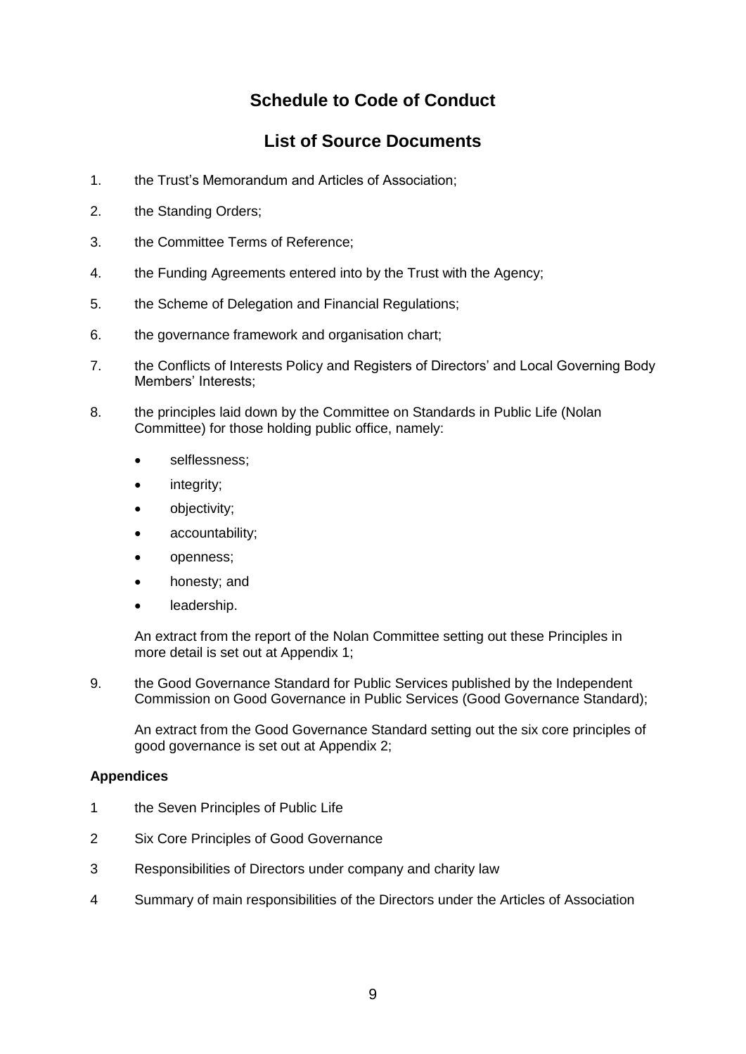# Schedule to Code of Conduct

## List of Source Documents

1. the Trust's Memorandum and Articles of Association;

2. the Standing Orders;

3. the Committee Terms of Reference;

4. the Funding Agreements entered into by the Trust with the Agency;

5. the Scheme of Delegation and Financial Regulations;

6. the governance framework and organisation chart;

7. the Conflicts of Interests Policy and Registers of Directors' and Local Governing Body Members' Interests;

8. the principles laid down by the Committee on Standards in Public Life (Nolan Committee) for those holding public office, namely:

   - selflessness;
   - integrity;
   - objectivity;
   - accountability;
   - openness;
   - honesty; and
   - leadership.

   An extract from the report of the Nolan Committee setting out these Principles in more detail is set out at Appendix 1;

9. the Good Governance Standard for Public Services published by the Independent Commission on Good Governance in Public Services (Good Governance Standard);

   An extract from the Good Governance Standard setting out the six core principles of good governance is set out at Appendix 2;

**Appendices**

1 the Seven Principles of Public Life

2 Six Core Principles of Good Governance

3 Responsibilities of Directors under company and charity law

4 Summary of main responsibilities of the Directors under the Articles of Association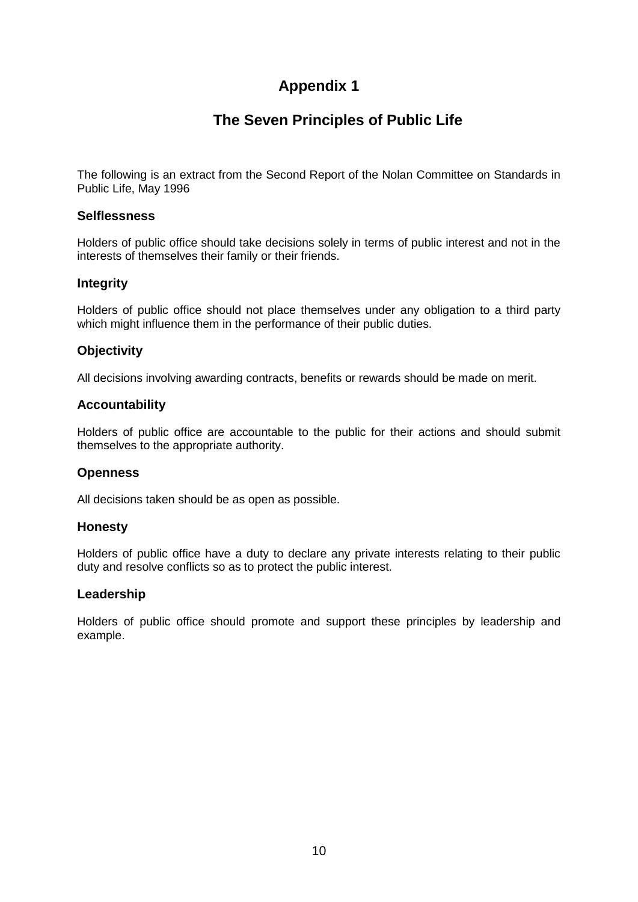# Appendix 1

## The Seven Principles of Public Life

The following is an extract from the Second Report of the Nolan Committee on Standards in Public Life, May 1996

### Selflessness

Holders of public office should take decisions solely in terms of public interest and not in the interests of themselves their family or their friends.

### Integrity

Holders of public office should not place themselves under any obligation to a third party which might influence them in the performance of their public duties.

### Objectivity

All decisions involving awarding contracts, benefits or rewards should be made on merit.

### Accountability

Holders of public office are accountable to the public for their actions and should submit themselves to the appropriate authority.

### Openness

All decisions taken should be as open as possible.

### Honesty

Holders of public office have a duty to declare any private interests relating to their public duty and resolve conflicts so as to protect the public interest.

### Leadership

Holders of public office should promote and support these principles by leadership and example.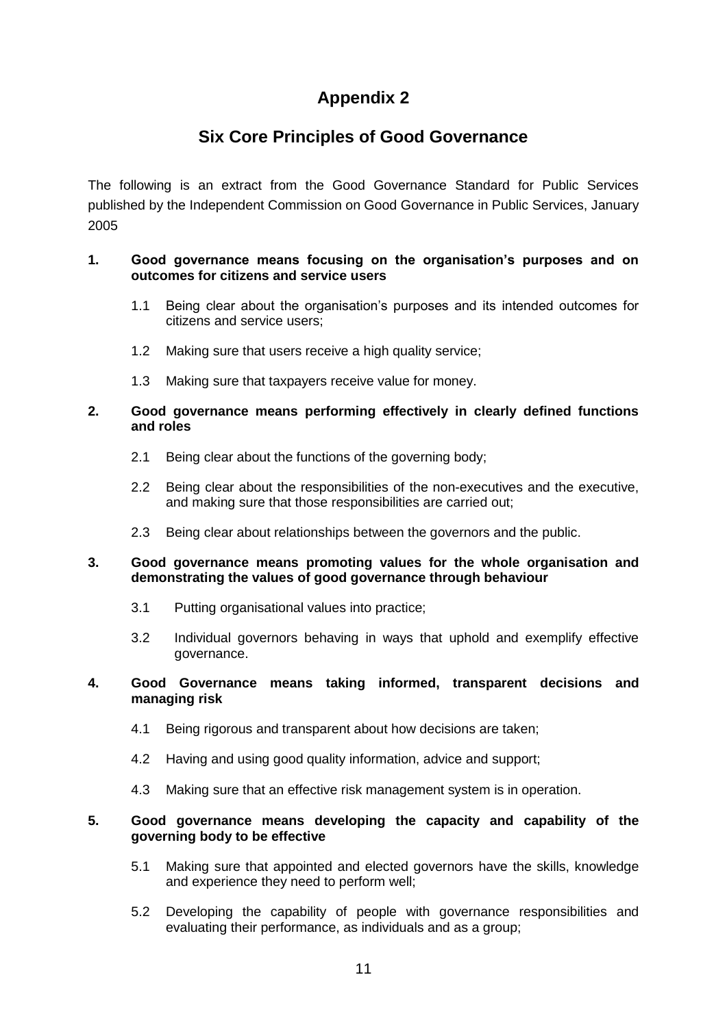# Appendix 2

## Six Core Principles of Good Governance

The following is an extract from the Good Governance Standard for Public Services published by the Independent Commission on Good Governance in Public Services, January 2005

**1. Good governance means focusing on the organisation's purposes and on outcomes for citizens and service users**

1.1 Being clear about the organisation's purposes and its intended outcomes for citizens and service users;

1.2 Making sure that users receive a high quality service;

1.3 Making sure that taxpayers receive value for money.

**2. Good governance means performing effectively in clearly defined functions and roles**

2.1 Being clear about the functions of the governing body;

2.2 Being clear about the responsibilities of the non-executives and the executive, and making sure that those responsibilities are carried out;

2.3 Being clear about relationships between the governors and the public.

**3. Good governance means promoting values for the whole organisation and demonstrating the values of good governance through behaviour**

3.1 Putting organisational values into practice;

3.2 Individual governors behaving in ways that uphold and exemplify effective governance.

**4. Good Governance means taking informed, transparent decisions and managing risk**

4.1 Being rigorous and transparent about how decisions are taken;

4.2 Having and using good quality information, advice and support;

4.3 Making sure that an effective risk management system is in operation.

**5. Good governance means developing the capacity and capability of the governing body to be effective**

5.1 Making sure that appointed and elected governors have the skills, knowledge and experience they need to perform well;

5.2 Developing the capability of people with governance responsibilities and evaluating their performance, as individuals and as a group;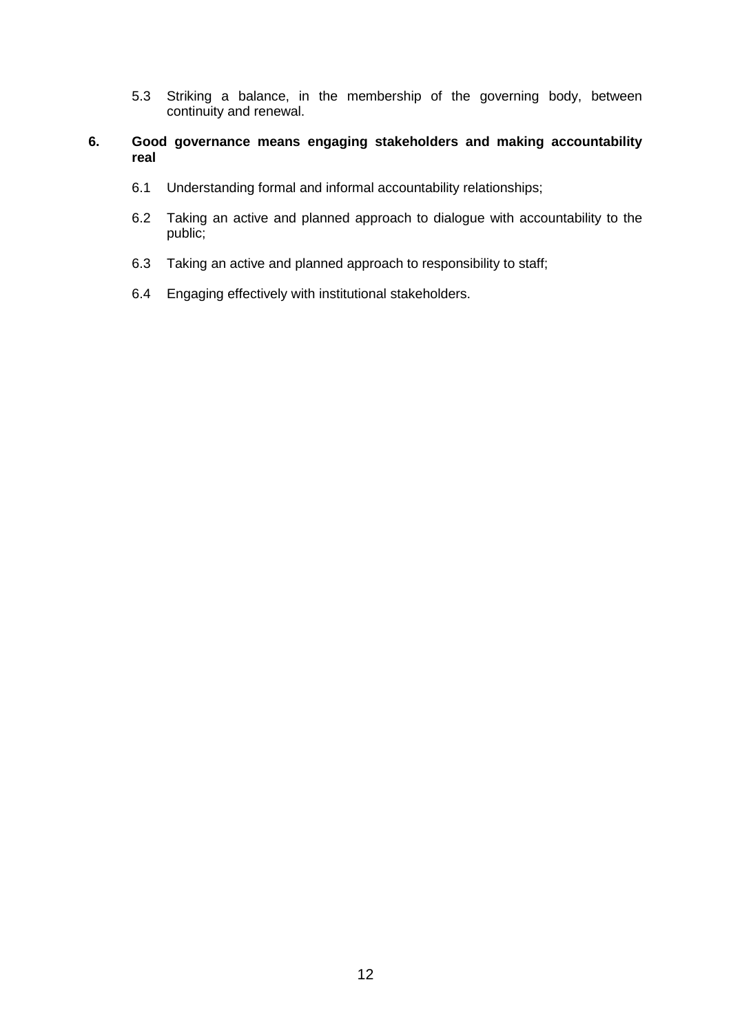5.3 Striking a balance, in the membership of the governing body, between continuity and renewal.

**6. Good governance means engaging stakeholders and making accountability real**

6.1 Understanding formal and informal accountability relationships;

6.2 Taking an active and planned approach to dialogue with accountability to the public;

6.3 Taking an active and planned approach to responsibility to staff;

6.4 Engaging effectively with institutional stakeholders.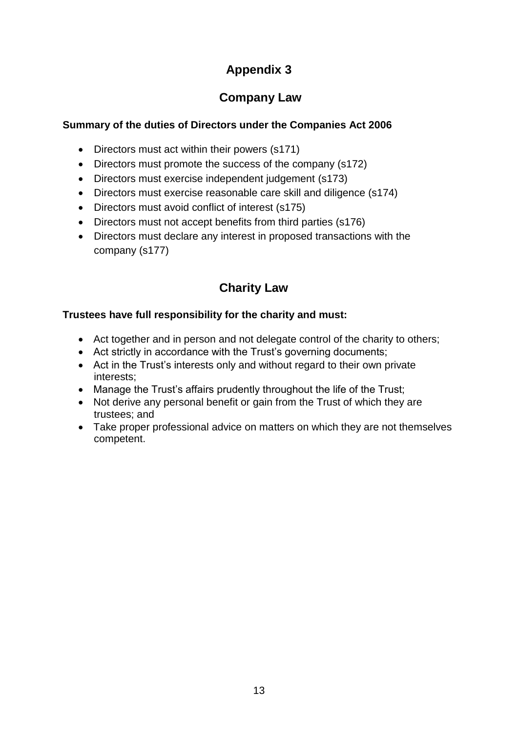# Appendix 3

## Company Law

**Summary of the duties of Directors under the Companies Act 2006**

- Directors must act within their powers (s171)
- Directors must promote the success of the company (s172)
- Directors must exercise independent judgement (s173)
- Directors must exercise reasonable care skill and diligence (s174)
- Directors must avoid conflict of interest (s175)
- Directors must not accept benefits from third parties (s176)
- Directors must declare any interest in proposed transactions with the company (s177)

## Charity Law

**Trustees have full responsibility for the charity and must:**

- Act together and in person and not delegate control of the charity to others;
- Act strictly in accordance with the Trust's governing documents;
- Act in the Trust's interests only and without regard to their own private interests;
- Manage the Trust's affairs prudently throughout the life of the Trust;
- Not derive any personal benefit or gain from the Trust of which they are trustees; and
- Take proper professional advice on matters on which they are not themselves competent.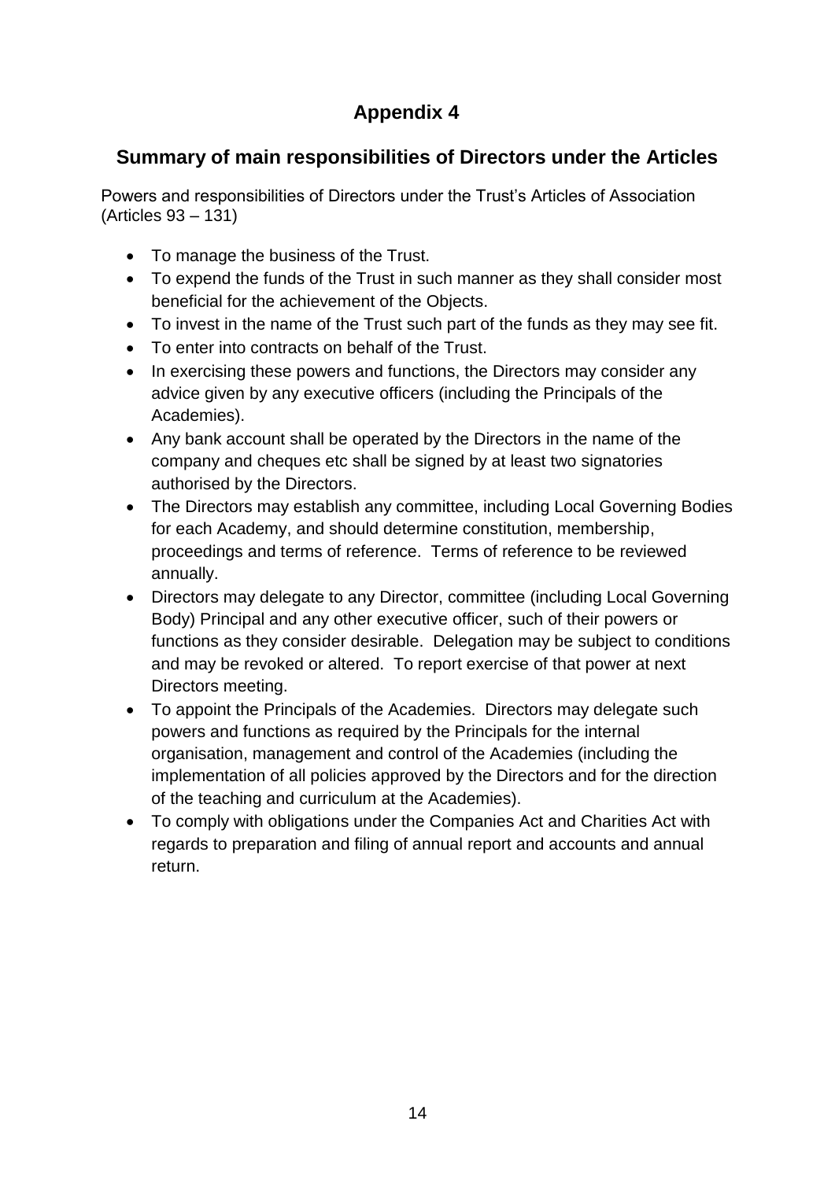# Appendix 4

## Summary of main responsibilities of Directors under the Articles

Powers and responsibilities of Directors under the Trust's Articles of Association (Articles 93 – 131)

- To manage the business of the Trust.
- To expend the funds of the Trust in such manner as they shall consider most beneficial for the achievement of the Objects.
- To invest in the name of the Trust such part of the funds as they may see fit.
- To enter into contracts on behalf of the Trust.
- In exercising these powers and functions, the Directors may consider any advice given by any executive officers (including the Principals of the Academies).
- Any bank account shall be operated by the Directors in the name of the company and cheques etc shall be signed by at least two signatories authorised by the Directors.
- The Directors may establish any committee, including Local Governing Bodies for each Academy, and should determine constitution, membership, proceedings and terms of reference. Terms of reference to be reviewed annually.
- Directors may delegate to any Director, committee (including Local Governing Body) Principal and any other executive officer, such of their powers or functions as they consider desirable. Delegation may be subject to conditions and may be revoked or altered. To report exercise of that power at next Directors meeting.
- To appoint the Principals of the Academies. Directors may delegate such powers and functions as required by the Principals for the internal organisation, management and control of the Academies (including the implementation of all policies approved by the Directors and for the direction of the teaching and curriculum at the Academies).
- To comply with obligations under the Companies Act and Charities Act with regards to preparation and filing of annual report and accounts and annual return.